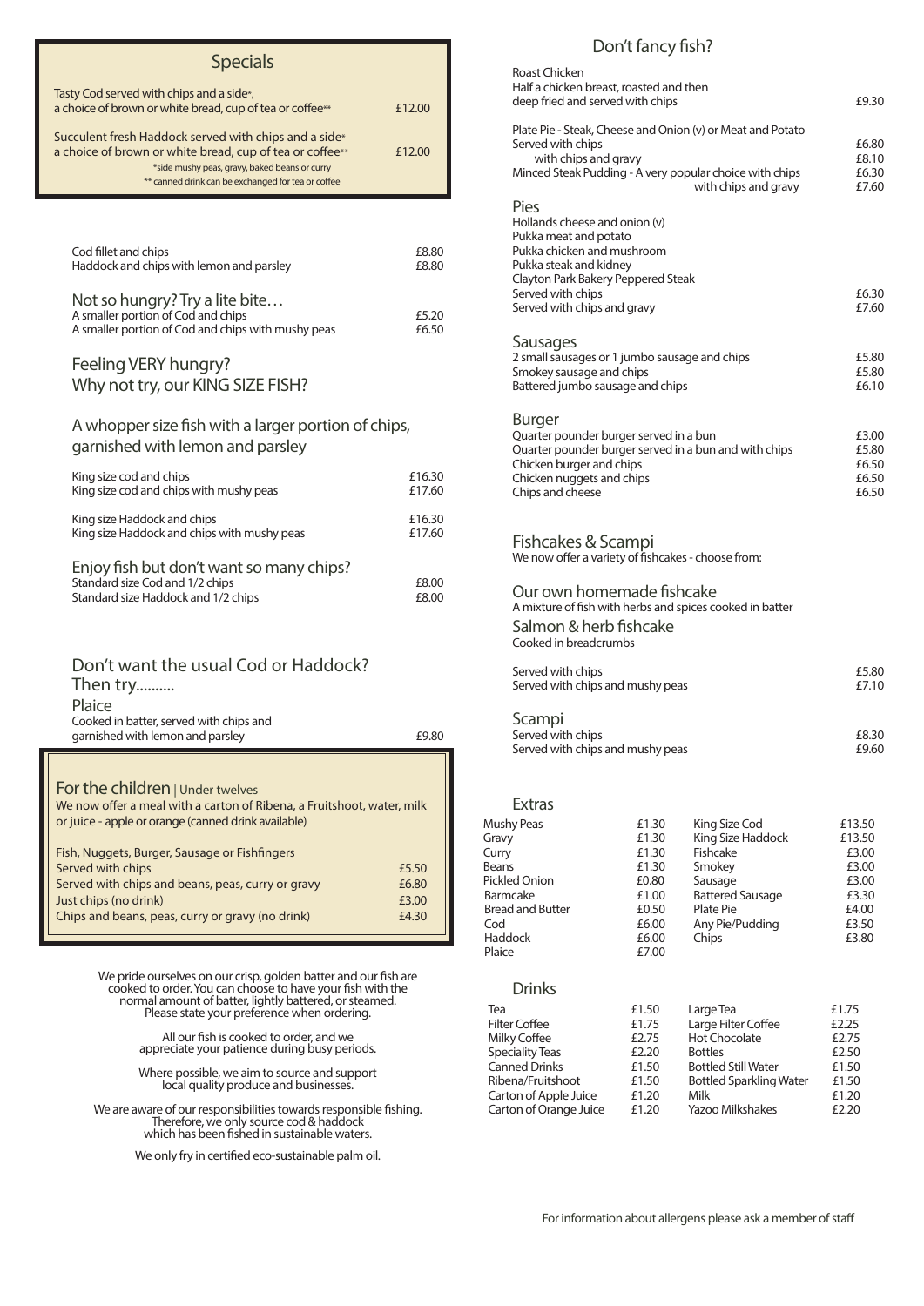## Specials

| | |
|---|---|
| Tasty Cod served with chips and a side*, a choice of brown or white bread, cup of tea or coffee** | £12.00 |
| Succulent fresh Haddock served with chips and a side* a choice of brown or white bread, cup of tea or coffee** | £12.00 |

*side mushy peas, gravy, baked beans or curry
** canned drink can be exchanged for tea or coffee

| | |
|---|---|
| Cod fillet and chips | £8.80 |
| Haddock and chips with lemon and parsley | £8.80 |

## Not so hungry? Try a lite bite…

| | |
|---|---|
| A smaller portion of Cod and chips | £5.20 |
| A smaller portion of Cod and chips with mushy peas | £6.50 |

## Feeling VERY hungry? Why not try, our KING SIZE FISH?

### A whopper size fish with a larger portion of chips, garnished with lemon and parsley

| | |
|---|---|
| King size cod and chips | £16.30 |
| King size cod and chips with mushy peas | £17.60 |
| King size Haddock and chips | £16.30 |
| King size Haddock and chips with mushy peas | £17.60 |

## Enjoy fish but don't want so many chips?

| | |
|---|---|
| Standard size Cod and 1/2 chips | £8.00 |
| Standard size Haddock and 1/2 chips | £8.00 |

## Don't want the usual Cod or Haddock? Then try..........

### Plaice

| | |
|---|---|
| Cooked in batter, served with chips and garnished with lemon and parsley | £9.80 |

## For the children | Under twelves

We now offer a meal with a carton of Ribena, a Fruitshoot, water, milk or juice - apple or orange (canned drink available)

| | |
|---|---|
| Fish, Nuggets, Burger, Sausage or Fishfingers | |
| Served with chips | £5.50 |
| Served with chips and beans, peas, curry or gravy | £6.80 |
| Just chips (no drink) | £3.00 |
| Chips and beans, peas, curry or gravy (no drink) | £4.30 |

We pride ourselves on our crisp, golden batter and our fish are cooked to order. You can choose to have your fish with the normal amount of batter, lightly battered, or steamed. Please state your preference when ordering.

All our fish is cooked to order, and we appreciate your patience during busy periods.

Where possible, we aim to source and support local quality produce and businesses.

We are aware of our responsibilities towards responsible fishing. Therefore, we only source cod & haddock which has been fished in sustainable waters.

We only fry in certified eco-sustainable palm oil.

## Don't fancy fish?

| | |
|---|---|
| Roast Chicken<br>Half a chicken breast, roasted and then deep fried and served with chips | £9.30 |
| Plate Pie - Steak, Cheese and Onion (v) or Meat and Potato | |
| Served with chips | £6.80 |
| with chips and gravy | £8.10 |
| Minced Steak Pudding - A very popular choice with chips | £6.30 |
| with chips and gravy | £7.60 |

### Pies

Hollands cheese and onion (v)
Pukka meat and potato
Pukka chicken and mushroom
Pukka steak and kidney
Clayton Park Bakery Peppered Steak

| | |
|---|---|
| Served with chips | £6.30 |
| Served with chips and gravy | £7.60 |

### Sausages

| | |
|---|---|
| 2 small sausages or 1 jumbo sausage and chips | £5.80 |
| Smokey sausage and chips | £5.80 |
| Battered jumbo sausage and chips | £6.10 |

### Burger

| | |
|---|---|
| Quarter pounder burger served in a bun | £3.00 |
| Quarter pounder burger served in a bun and with chips | £5.80 |
| Chicken burger and chips | £6.50 |
| Chicken nuggets and chips | £6.50 |
| Chips and cheese | £6.50 |

## Fishcakes & Scampi

We now offer a variety of fishcakes - choose from:

### Our own homemade fishcake

A mixture of fish with herbs and spices cooked in batter

### Salmon & herb fishcake

Cooked in breadcrumbs

| | |
|---|---|
| Served with chips | £5.80 |
| Served with chips and mushy peas | £7.10 |

### Scampi

| | |
|---|---|
| Served with chips | £8.30 |
| Served with chips and mushy peas | £9.60 |

## Extras

| | | | |
|---|---|---|---|
| Mushy Peas | £1.30 | King Size Cod | £13.50 |
| Gravy | £1.30 | King Size Haddock | £13.50 |
| Curry | £1.30 | Fishcake | £3.00 |
| Beans | £1.30 | Smokey | £3.00 |
| Pickled Onion | £0.80 | Sausage | £3.00 |
| Barmcake | £1.00 | Battered Sausage | £3.30 |
| Bread and Butter | £0.50 | Plate Pie | £4.00 |
| Cod | £6.00 | Any Pie/Pudding | £3.50 |
| Haddock | £6.00 | Chips | £3.80 |
| Plaice | £7.00 | | |

## Drinks

| | | | |
|---|---|---|---|
| Tea | £1.50 | Large Tea | £1.75 |
| Filter Coffee | £1.75 | Large Filter Coffee | £2.25 |
| Milky Coffee | £2.75 | Hot Chocolate | £2.75 |
| Speciality Teas | £2.20 | Bottles | £2.50 |
| Canned Drinks | £1.50 | Bottled Still Water | £1.50 |
| Ribena/Fruitshoot | £1.50 | Bottled Sparkling Water | £1.50 |
| Carton of Apple Juice | £1.20 | Milk | £1.20 |
| Carton of Orange Juice | £1.20 | Yazoo Milkshakes | £2.20 |

For information about allergens please ask a member of staff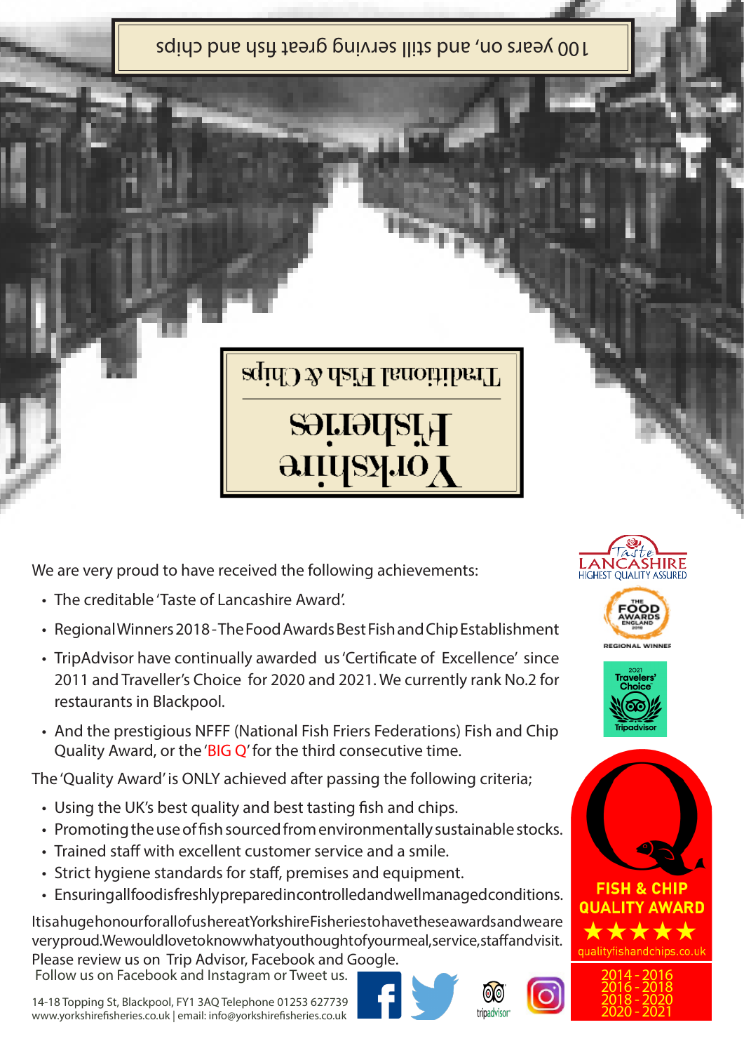100 years on, and still serving great fish and chips

Yorkshire Fisheries

Traditional Fish & Chips

We are very proud to have received the following achievements:

- The creditable 'Taste of Lancashire Award'.
- Regional Winners 2018 - The Food Awards Best Fish and Chip Establishment
- TripAdvisor have continually awarded us 'Certificate of Excellence' since 2011 and Traveller's Choice for 2020 and 2021. We currently rank No.2 for restaurants in Blackpool.
- And the prestigious NFFF (National Fish Friers Federations) Fish and Chip Quality Award, or the 'BIG Q' for the third consecutive time.

The 'Quality Award' is ONLY achieved after passing the following criteria;

- Using the UK's best quality and best tasting fish and chips.
- Promoting the use of fish sourced from environmentally sustainable stocks.
- Trained staff with excellent customer service and a smile.
- Strict hygiene standards for staff, premises and equipment.
- Ensuring all food is freshly prepared in controlled and well managed conditions.

It is a huge honour for all of us here at Yorkshire Fisheries to have these awards and we are very proud. We would love to know what you thought of your meal, service, staff and visit. Please review us on Trip Advisor, Facebook and Google.

Follow us on Facebook and Instagram or Tweet us.

14-18 Topping St, Blackpool, FY1 3AQ Telephone 01253 627739
www.yorkshirefisheries.co.uk | email: info@yorkshirefisheries.co.uk

Taste LANCASHIRE HIGHEST QUALITY ASSURED

THE FOOD AWARDS ENGLAND 2018
REGIONAL WINNER

2021 Travelers' Choice Tripadvisor

FISH & CHIP QUALITY AWARD
★★★★★
qualityfishandchips.co.uk

2014 - 2016
2016 - 2018
2018 - 2020
2020 - 2021

tripadvisor